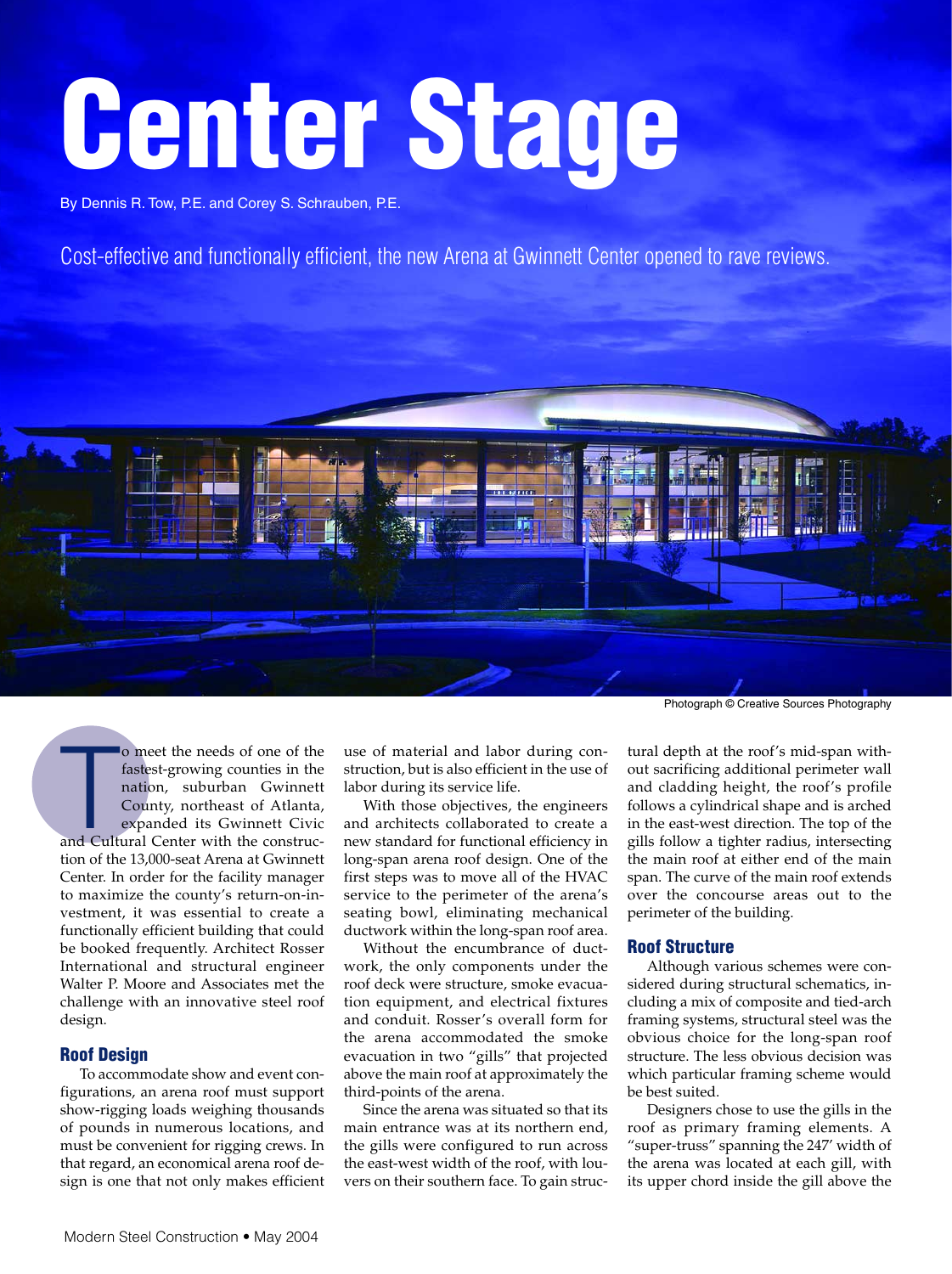# Center Stage

By Dennis R. Tow, P.E. and Corey S. Schrauben, P.E.

Cost-effective and functionally efficient, the new Arena at Gwinnett Center opened to rave reviews.

Photograph © Creative Sources Photography

To meet the needs of one of the fastest-growing counties in the nation, suburban Gwinnett County, northeast of Atlanta, expanded its Gwinnett Civic and Cultural Center with the construction of the 13,000-seat Arena at Gwinnett Center. In order for the facility manager to maximize the county's return-on-investment, it was essential to create a functionally efficient building that could be booked frequently. Architect Rosser International and structural engineer Walter P. Moore and Associates met the challenge with an innovative steel roof design.

## Roof Design

To accommodate show and event configurations, an arena roof must support show-rigging loads weighing thousands of pounds in numerous locations, and must be convenient for rigging crews. In that regard, an economical arena roof design is one that not only makes efficient use of material and labor during construction, but is also efficient in the use of labor during its service life.

With those objectives, the engineers and architects collaborated to create a new standard for functional efficiency in long-span arena roof design. One of the first steps was to move all of the HVAC service to the perimeter of the arena's seating bowl, eliminating mechanical ductwork within the long-span roof area.

Without the encumbrance of ductwork, the only components under the roof deck were structure, smoke evacuation equipment, and electrical fixtures and conduit. Rosser's overall form for the arena accommodated the smoke evacuation in two "gills" that projected above the main roof at approximately the third-points of the arena.

Since the arena was situated so that its main entrance was at its northern end, the gills were configured to run across the east-west width of the roof, with louvers on their southern face. To gain structural depth at the roof's mid-span without sacrificing additional perimeter wall and cladding height, the roof's profile follows a cylindrical shape and is arched in the east-west direction. The top of the gills follow a tighter radius, intersecting the main roof at either end of the main span. The curve of the main roof extends over the concourse areas out to the perimeter of the building.

## Roof Structure

Although various schemes were considered during structural schematics, including a mix of composite and tied-arch framing systems, structural steel was the obvious choice for the long-span roof structure. The less obvious decision was which particular framing scheme would be best suited.

Designers chose to use the gills in the roof as primary framing elements. A "super-truss" spanning the 247′ width of the arena was located at each gill, with its upper chord inside the gill above the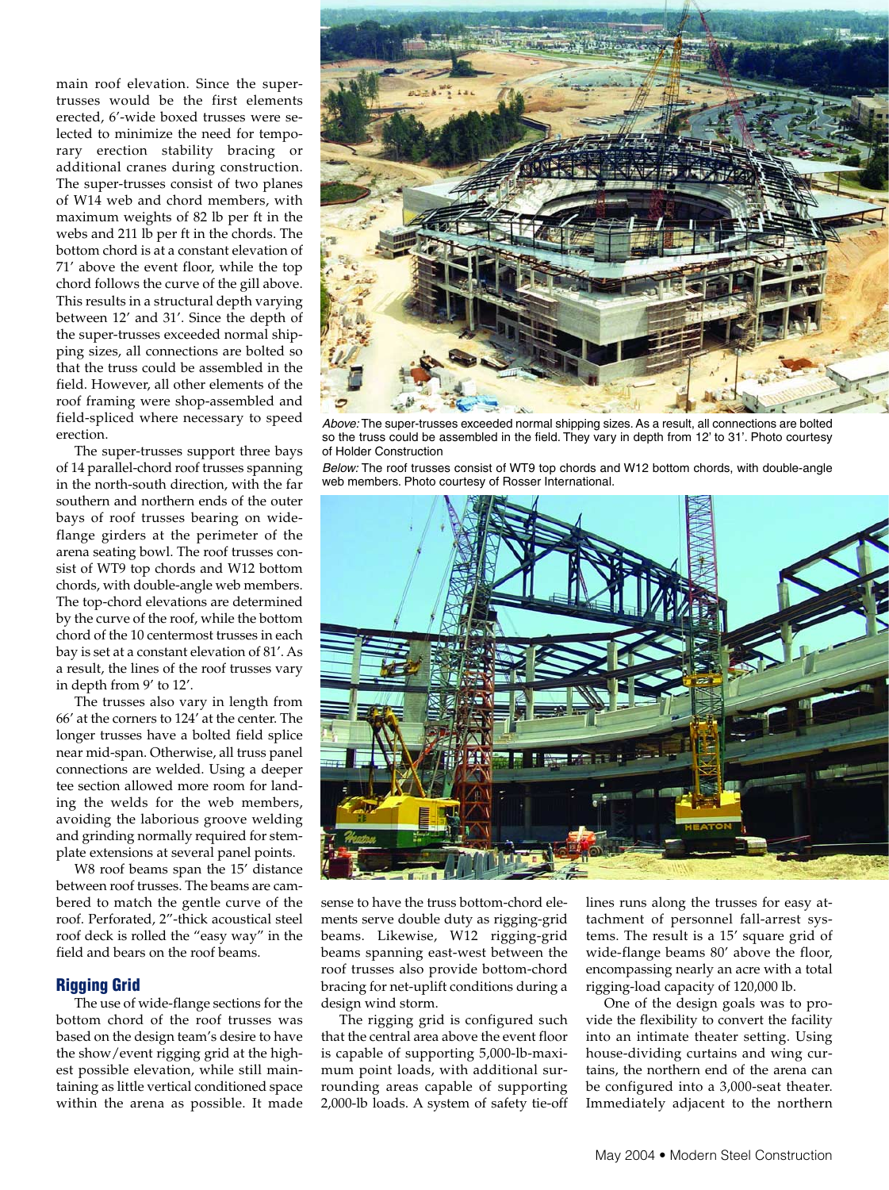main roof elevation. Since the super-trusses would be the first elements erected, 6′-wide boxed trusses were selected to minimize the need for temporary erection stability bracing or additional cranes during construction. The super-trusses consist of two planes of W14 web and chord members, with maximum weights of 82 lb per ft in the webs and 211 lb per ft in the chords. The bottom chord is at a constant elevation of 71′ above the event floor, while the top chord follows the curve of the gill above. This results in a structural depth varying between 12′ and 31′. Since the depth of the super-trusses exceeded normal shipping sizes, all connections are bolted so that the truss could be assembled in the field. However, all other elements of the roof framing were shop-assembled and field-spliced where necessary to speed erection.

The super-trusses support three bays of 14 parallel-chord roof trusses spanning in the north-south direction, with the far southern and northern ends of the outer bays of roof trusses bearing on wide-flange girders at the perimeter of the arena seating bowl. The roof trusses consist of WT9 top chords and W12 bottom chords, with double-angle web members. The top-chord elevations are determined by the curve of the roof, while the bottom chord of the 10 centermost trusses in each bay is set at a constant elevation of 81′. As a result, the lines of the roof trusses vary in depth from 9′ to 12′.

The trusses also vary in length from 66′ at the corners to 124′ at the center. The longer trusses have a bolted field splice near mid-span. Otherwise, all truss panel connections are welded. Using a deeper tee section allowed more room for landing the welds for the web members, avoiding the laborious groove welding and grinding normally required for stem-plate extensions at several panel points.

W8 roof beams span the 15′ distance between roof trusses. The beams are cambered to match the gentle curve of the roof. Perforated, 2″-thick acoustical steel roof deck is rolled the "easy way" in the field and bears on the roof beams.

*Above:* The super-trusses exceeded normal shipping sizes. As a result, all connections are bolted so the truss could be assembled in the field. They vary in depth from 12′ to 31′. Photo courtesy of Holder Construction

*Below:* The roof trusses consist of WT9 top chords and W12 bottom chords, with double-angle web members. Photo courtesy of Rosser International.

## Rigging Grid

The use of wide-flange sections for the bottom chord of the roof trusses was based on the design team's desire to have the show/event rigging grid at the highest possible elevation, while still maintaining as little vertical conditioned space within the arena as possible. It made sense to have the truss bottom-chord elements serve double duty as rigging-grid beams. Likewise, W12 rigging-grid beams spanning east-west between the roof trusses also provide bottom-chord bracing for net-uplift conditions during a design wind storm.

The rigging grid is configured such that the central area above the event floor is capable of supporting 5,000-lb-maximum point loads, with additional surrounding areas capable of supporting 2,000-lb loads. A system of safety tie-off lines runs along the trusses for easy attachment of personnel fall-arrest systems. The result is a 15′ square grid of wide-flange beams 80′ above the floor, encompassing nearly an acre with a total rigging-load capacity of 120,000 lb.

One of the design goals was to provide the flexibility to convert the facility into an intimate theater setting. Using house-dividing curtains and wing curtains, the northern end of the arena can be configured into a 3,000-seat theater. Immediately adjacent to the northern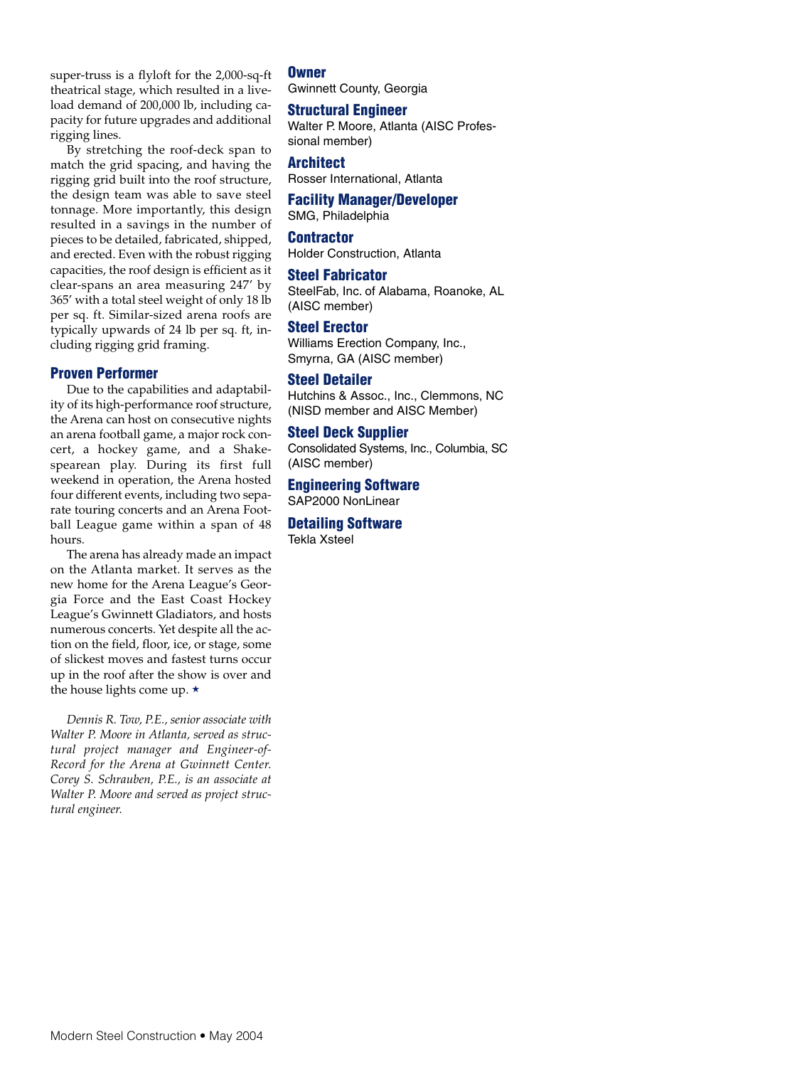super-truss is a flyloft for the 2,000-sq-ft theatrical stage, which resulted in a live-load demand of 200,000 lb, including capacity for future upgrades and additional rigging lines.

By stretching the roof-deck span to match the grid spacing, and having the rigging grid built into the roof structure, the design team was able to save steel tonnage. More importantly, this design resulted in a savings in the number of pieces to be detailed, fabricated, shipped, and erected. Even with the robust rigging capacities, the roof design is efficient as it clear-spans an area measuring 247′ by 365′ with a total steel weight of only 18 lb per sq. ft. Similar-sized arena roofs are typically upwards of 24 lb per sq. ft, including rigging grid framing.

## Proven Performer

Due to the capabilities and adaptability of its high-performance roof structure, the Arena can host on consecutive nights an arena football game, a major rock concert, a hockey game, and a Shakespearean play. During its first full weekend in operation, the Arena hosted four different events, including two separate touring concerts and an Arena Football League game within a span of 48 hours.

The arena has already made an impact on the Atlanta market. It serves as the new home for the Arena League's Georgia Force and the East Coast Hockey League's Gwinnett Gladiators, and hosts numerous concerts. Yet despite all the action on the field, floor, ice, or stage, some of slickest moves and fastest turns occur up in the roof after the show is over and the house lights come up. ★

*Dennis R. Tow, P.E., senior associate with Walter P. Moore in Atlanta, served as structural project manager and Engineer-of-Record for the Arena at Gwinnett Center. Corey S. Schrauben, P.E., is an associate at Walter P. Moore and served as project structural engineer.*

### Owner
Gwinnett County, Georgia

### Structural Engineer
Walter P. Moore, Atlanta (AISC Professional member)

### Architect
Rosser International, Atlanta

### Facility Manager/Developer
SMG, Philadelphia

### Contractor
Holder Construction, Atlanta

### Steel Fabricator
SteelFab, Inc. of Alabama, Roanoke, AL (AISC member)

### Steel Erector
Williams Erection Company, Inc., Smyrna, GA (AISC member)

### Steel Detailer
Hutchins & Assoc., Inc., Clemmons, NC (NISD member and AISC Member)

### Steel Deck Supplier
Consolidated Systems, Inc., Columbia, SC (AISC member)

### Engineering Software
SAP2000 NonLinear

### Detailing Software
Tekla Xsteel